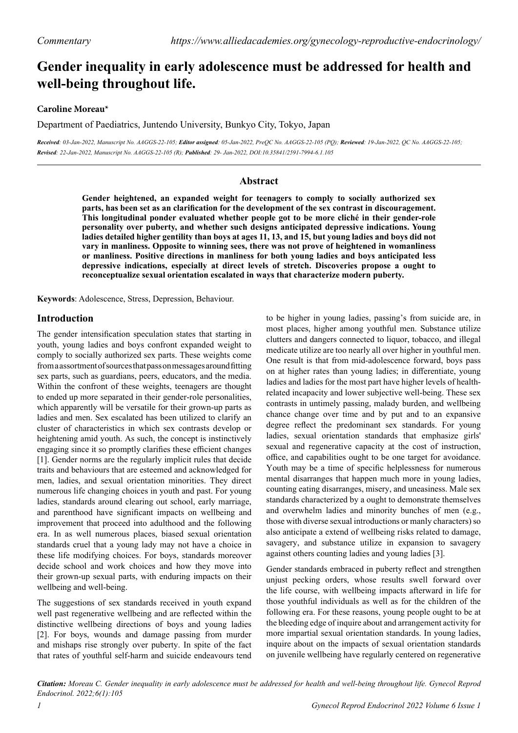Commentary https://www.alliedacademies.org/gynecology-reproductive-endocrinology/

# Gender inequality in early adolescence must be addressed for health and well-being throughout life.

**Caroline Moreau***

Department of Paediatrics, Juntendo University, Bunkyo City, Tokyo, Japan

*Received: 03-Jan-2022, Manuscript No. AAGGS-22-105; Editor assigned: 05-Jan-2022, PreQC No. AAGGS-22-105 (PQ); Reviewed: 19-Jan-2022, QC No. AAGGS-22-105; Revised: 22-Jan-2022, Manuscript No. AAGGS-22-105 (R); Published: 29- Jan-2022, DOI:10.35841/2591-7994-6.1.105*

## Abstract

**Gender heightened, an expanded weight for teenagers to comply to socially authorized sex parts, has been set as an clarification for the development of the sex contrast in discouragement. This longitudinal ponder evaluated whether people got to be more cliché in their gender-role personality over puberty, and whether such designs anticipated depressive indications. Young ladies detailed higher gentility than boys at ages 11, 13, and 15, but young ladies and boys did not vary in manliness. Opposite to winning sees, there was not prove of heightened in womanliness or manliness. Positive directions in manliness for both young ladies and boys anticipated less depressive indications, especially at direct levels of stretch. Discoveries propose a ought to reconceptualize sexual orientation escalated in ways that characterize modern puberty.**

**Keywords**: Adolescence, Stress, Depression, Behaviour.

## Introduction

The gender intensification speculation states that starting in youth, young ladies and boys confront expanded weight to comply to socially authorized sex parts. These weights come from a assortment of sources that pass on messages around fitting sex parts, such as guardians, peers, educators, and the media. Within the confront of these weights, teenagers are thought to ended up more separated in their gender-role personalities, which apparently will be versatile for their grown-up parts as ladies and men. Sex escalated has been utilized to clarify an cluster of characteristics in which sex contrasts develop or heightening amid youth. As such, the concept is instinctively engaging since it so promptly clarifies these efficient changes [1]. Gender norms are the regularly implicit rules that decide traits and behaviours that are esteemed and acknowledged for men, ladies, and sexual orientation minorities. They direct numerous life changing choices in youth and past. For young ladies, standards around clearing out school, early marriage, and parenthood have significant impacts on wellbeing and improvement that proceed into adulthood and the following era. In as well numerous places, biased sexual orientation standards cruel that a young lady may not have a choice in these life modifying choices. For boys, standards moreover decide school and work choices and how they move into their grown-up sexual parts, with enduring impacts on their wellbeing and well-being.

The suggestions of sex standards received in youth expand well past regenerative wellbeing and are reflected within the distinctive wellbeing directions of boys and young ladies [2]. For boys, wounds and damage passing from murder and mishaps rise strongly over puberty. In spite of the fact that rates of youthful self-harm and suicide endeavours tend to be higher in young ladies, passing's from suicide are, in most places, higher among youthful men. Substance utilize clutters and dangers connected to liquor, tobacco, and illegal medicate utilize are too nearly all over higher in youthful men. One result is that from mid-adolescence forward, boys pass on at higher rates than young ladies; in differentiate, young ladies and ladies for the most part have higher levels of health-related incapacity and lower subjective well-being. These sex contrasts in untimely passing, malady burden, and wellbeing chance change over time and by put and to an expansive degree reflect the predominant sex standards. For young ladies, sexual orientation standards that emphasize girls' sexual and regenerative capacity at the cost of instruction, office, and capabilities ought to be one target for avoidance. Youth may be a time of specific helplessness for numerous mental disarranges that happen much more in young ladies, counting eating disarranges, misery, and uneasiness. Male sex standards characterized by a ought to demonstrate themselves and overwhelm ladies and minority bunches of men (e.g., those with diverse sexual introductions or manly characters) so also anticipate a extend of wellbeing risks related to damage, savagery, and substance utilize in expansion to savagery against others counting ladies and young ladies [3].

Gender standards embraced in puberty reflect and strengthen unjust pecking orders, whose results swell forward over the life course, with wellbeing impacts afterward in life for those youthful individuals as well as for the children of the following era. For these reasons, young people ought to be at the bleeding edge of inquire about and arrangement activity for more impartial sexual orientation standards. In young ladies, inquire about on the impacts of sexual orientation standards on juvenile wellbeing have regularly centered on regenerative

*Citation: Moreau C. Gender inequality in early adolescence must be addressed for health and well-being throughout life. Gynecol Reprod Endocrinol. 2022;6(1):105*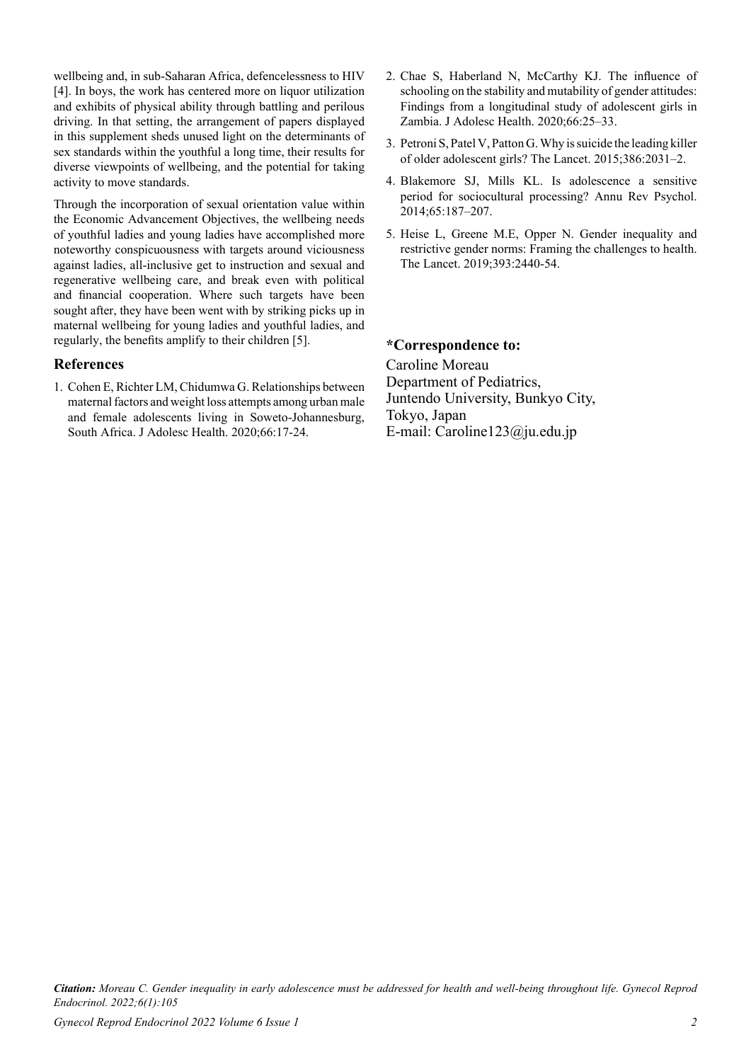wellbeing and, in sub-Saharan Africa, defencelessness to HIV [4]. In boys, the work has centered more on liquor utilization and exhibits of physical ability through battling and perilous driving. In that setting, the arrangement of papers displayed in this supplement sheds unused light on the determinants of sex standards within the youthful a long time, their results for diverse viewpoints of wellbeing, and the potential for taking activity to move standards.

Through the incorporation of sexual orientation value within the Economic Advancement Objectives, the wellbeing needs of youthful ladies and young ladies have accomplished more noteworthy conspicuousness with targets around viciousness against ladies, all-inclusive get to instruction and sexual and regenerative wellbeing care, and break even with political and financial cooperation. Where such targets have been sought after, they have been went with by striking picks up in maternal wellbeing for young ladies and youthful ladies, and regularly, the benefits amplify to their children [5].

## References

1. Cohen E, Richter LM, Chidumwa G. Relationships between maternal factors and weight loss attempts among urban male and female adolescents living in Soweto-Johannesburg, South Africa. J Adolesc Health. 2020;66:17-24.
2. Chae S, Haberland N, McCarthy KJ. The influence of schooling on the stability and mutability of gender attitudes: Findings from a longitudinal study of adolescent girls in Zambia. J Adolesc Health. 2020;66:25–33.
3. Petroni S, Patel V, Patton G. Why is suicide the leading killer of older adolescent girls? The Lancet. 2015;386:2031–2.
4. Blakemore SJ, Mills KL. Is adolescence a sensitive period for sociocultural processing? Annu Rev Psychol. 2014;65:187–207.
5. Heise L, Greene M.E, Opper N. Gender inequality and restrictive gender norms: Framing the challenges to health. The Lancet. 2019;393:2440-54.

**\*Correspondence to:**

Caroline Moreau
Department of Pediatrics,
Juntendo University, Bunkyo City,
Tokyo, Japan
E-mail: Caroline123@ju.edu.jp

***Citation:*** *Moreau C. Gender inequality in early adolescence must be addressed for health and well-being throughout life. Gynecol Reprod Endocrinol. 2022;6(1):105*